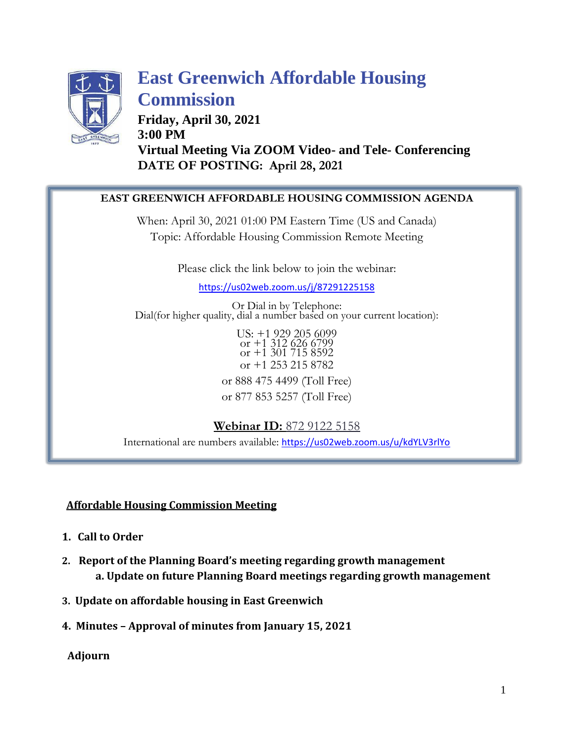# East Greenwich Affordable Housing Commission

**Friday, April 30, 2021**
**3:00 PM**
**Virtual Meeting Via ZOOM Video- and Tele- Conferencing**
**DATE OF POSTING: April 28, 2021**

---

**EAST GREENWICH AFFORDABLE HOUSING COMMISSION AGENDA**

When: April 30, 2021 01:00 PM Eastern Time (US and Canada)
Topic: Affordable Housing Commission Remote Meeting

Please click the link below to join the webinar:

https://us02web.zoom.us/j/87291225158

Or Dial in by Telephone:
Dial(for higher quality, dial a number based on your current location):

US: +1 929 205 6099
or +1 312 626 6799
or +1 301 715 8592
or +1 253 215 8782

or 888 475 4499 (Toll Free)

or 877 853 5257 (Toll Free)

**Webinar ID:** 872 9122 5158

International are numbers available: https://us02web.zoom.us/u/kdYLV3rlYo

---

## Affordable Housing Commission Meeting

1. **Call to Order**
2. **Report of the Planning Board's meeting regarding growth management**
   a. **Update on future Planning Board meetings regarding growth management**
3. **Update on affordable housing in East Greenwich**
4. **Minutes – Approval of minutes from January 15, 2021**

**Adjourn**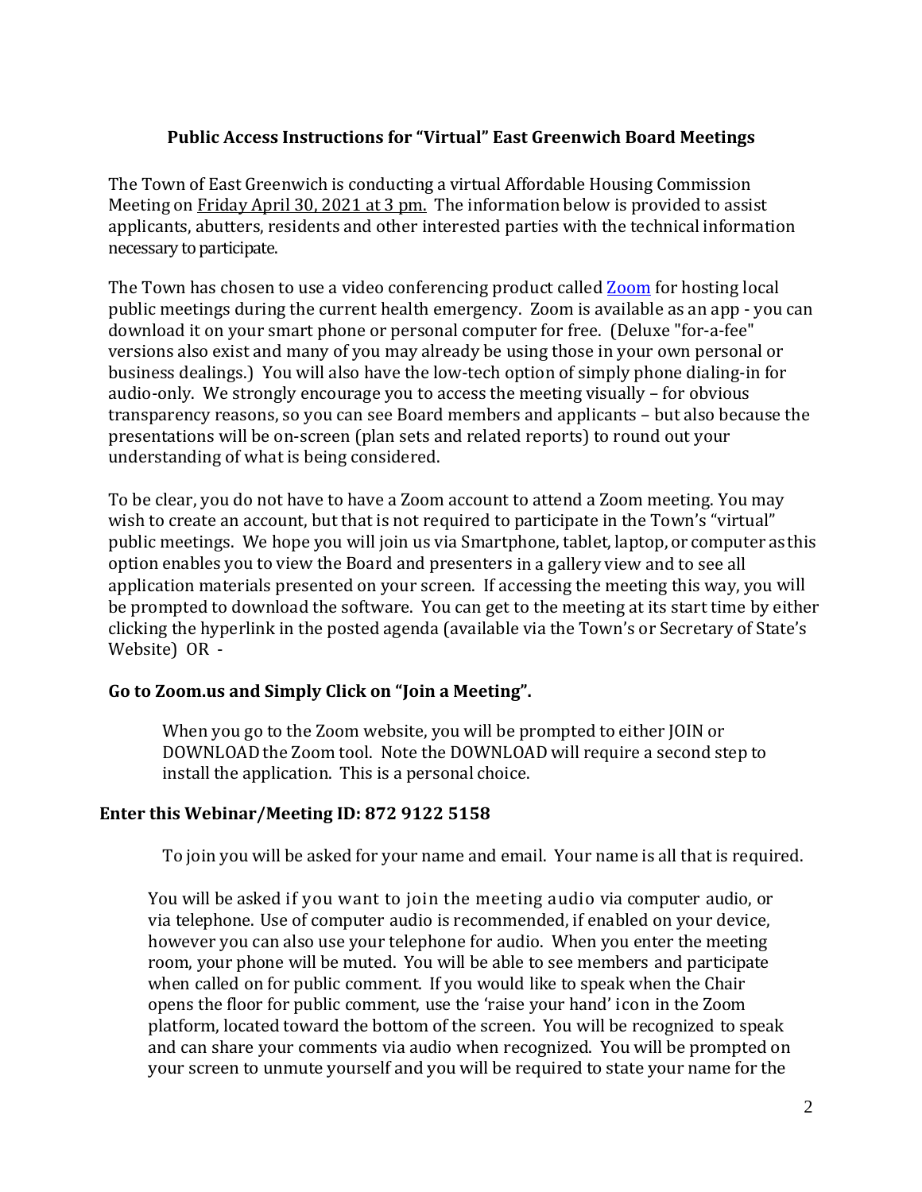### Public Access Instructions for "Virtual" East Greenwich Board Meetings

The Town of East Greenwich is conducting a virtual Affordable Housing Commission Meeting on Friday April 30, 2021 at 3 pm. The information below is provided to assist applicants, abutters, residents and other interested parties with the technical information necessary to participate.

The Town has chosen to use a video conferencing product called [Zoom](Zoom) for hosting local public meetings during the current health emergency. Zoom is available as an app - you can download it on your smart phone or personal computer for free. (Deluxe "for-a-fee" versions also exist and many of you may already be using those in your own personal or business dealings.) You will also have the low-tech option of simply phone dialing-in for audio-only. We strongly encourage you to access the meeting visually – for obvious transparency reasons, so you can see Board members and applicants – but also because the presentations will be on-screen (plan sets and related reports) to round out your understanding of what is being considered.

To be clear, you do not have to have a Zoom account to attend a Zoom meeting. You may wish to create an account, but that is not required to participate in the Town's "virtual" public meetings. We hope you will join us via Smartphone, tablet, laptop, or computer as this option enables you to view the Board and presenters in a gallery view and to see all application materials presented on your screen. If accessing the meeting this way, you will be prompted to download the software. You can get to the meeting at its start time by either clicking the hyperlink in the posted agenda (available via the Town's or Secretary of State's Website) OR -

**Go to Zoom.us and Simply Click on "Join a Meeting".**

When you go to the Zoom website, you will be prompted to either JOIN or DOWNLOAD the Zoom tool. Note the DOWNLOAD will require a second step to install the application. This is a personal choice.

**Enter this Webinar/Meeting ID: 872 9122 5158**

To join you will be asked for your name and email. Your name is all that is required.

You will be asked if you want to join the meeting audio via computer audio, or via telephone. Use of computer audio is recommended, if enabled on your device, however you can also use your telephone for audio. When you enter the meeting room, your phone will be muted. You will be able to see members and participate when called on for public comment. If you would like to speak when the Chair opens the floor for public comment, use the 'raise your hand' icon in the Zoom platform, located toward the bottom of the screen. You will be recognized to speak and can share your comments via audio when recognized. You will be prompted on your screen to unmute yourself and you will be required to state your name for the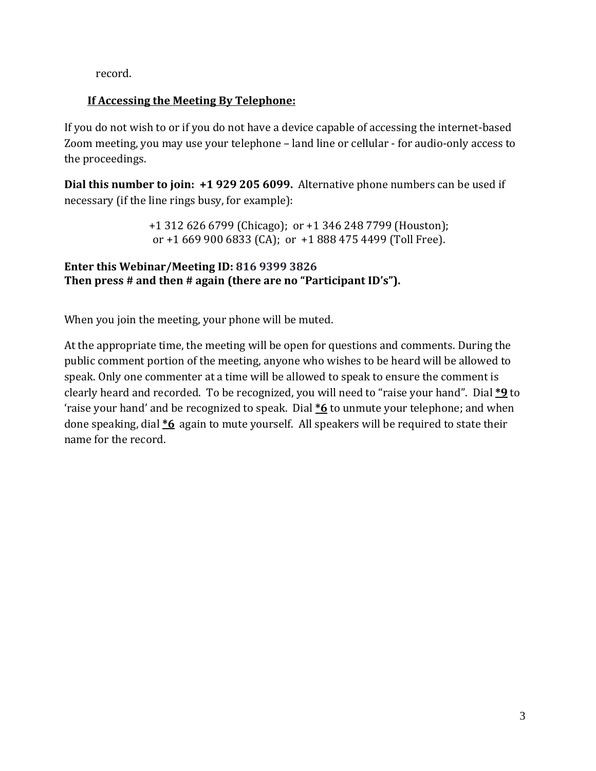record.

**If Accessing the Meeting By Telephone:**

If you do not wish to or if you do not have a device capable of accessing the internet-based Zoom meeting, you may use your telephone – land line or cellular - for audio-only access to the proceedings.

**Dial this number to join: +1 929 205 6099.** Alternative phone numbers can be used if necessary (if the line rings busy, for example):

+1 312 626 6799 (Chicago); or +1 346 248 7799 (Houston);
or +1 669 900 6833 (CA); or +1 888 475 4499 (Toll Free).

**Enter this Webinar/Meeting ID: 816 9399 3826**
**Then press # and then # again (there are no "Participant ID's").**

When you join the meeting, your phone will be muted.

At the appropriate time, the meeting will be open for questions and comments. During the public comment portion of the meeting, anyone who wishes to be heard will be allowed to speak. Only one commenter at a time will be allowed to speak to ensure the comment is clearly heard and recorded. To be recognized, you will need to "raise your hand". Dial **\*9** to 'raise your hand' and be recognized to speak. Dial **\*6** to unmute your telephone; and when done speaking, dial **\*6** again to mute yourself. All speakers will be required to state their name for the record.